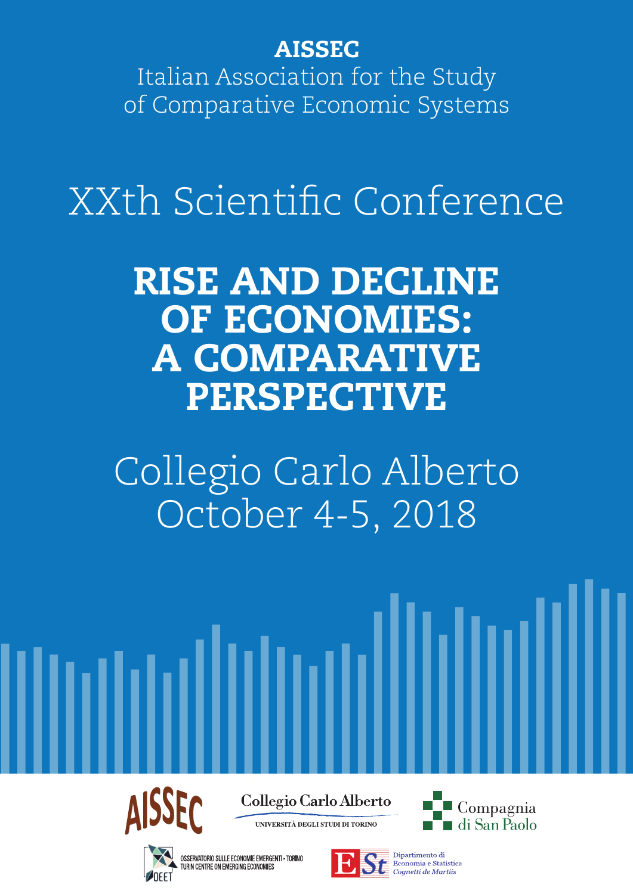**AISSEC**

Italian Association for the Study of Comparative Economic Systems

XXth Scientific Conference

# RISE AND DECLINE OF ECONOMIES: A COMPARATIVE PERSPECTIVE

Collegio Carlo Alberto
October 4-5, 2018

AISSEC

Collegio Carlo Alberto
UNIVERSITÀ DEGLI STUDI DI TORINO

Compagnia di San Paolo

OEET
OSSERVATORIO SULLE ECONOMIE EMERGENTI - TORINO
TURIN CENTRE ON EMERGING ECONOMIES

ESt
Dipartimento di Economia e Statistica
*Cognetti de Martiis*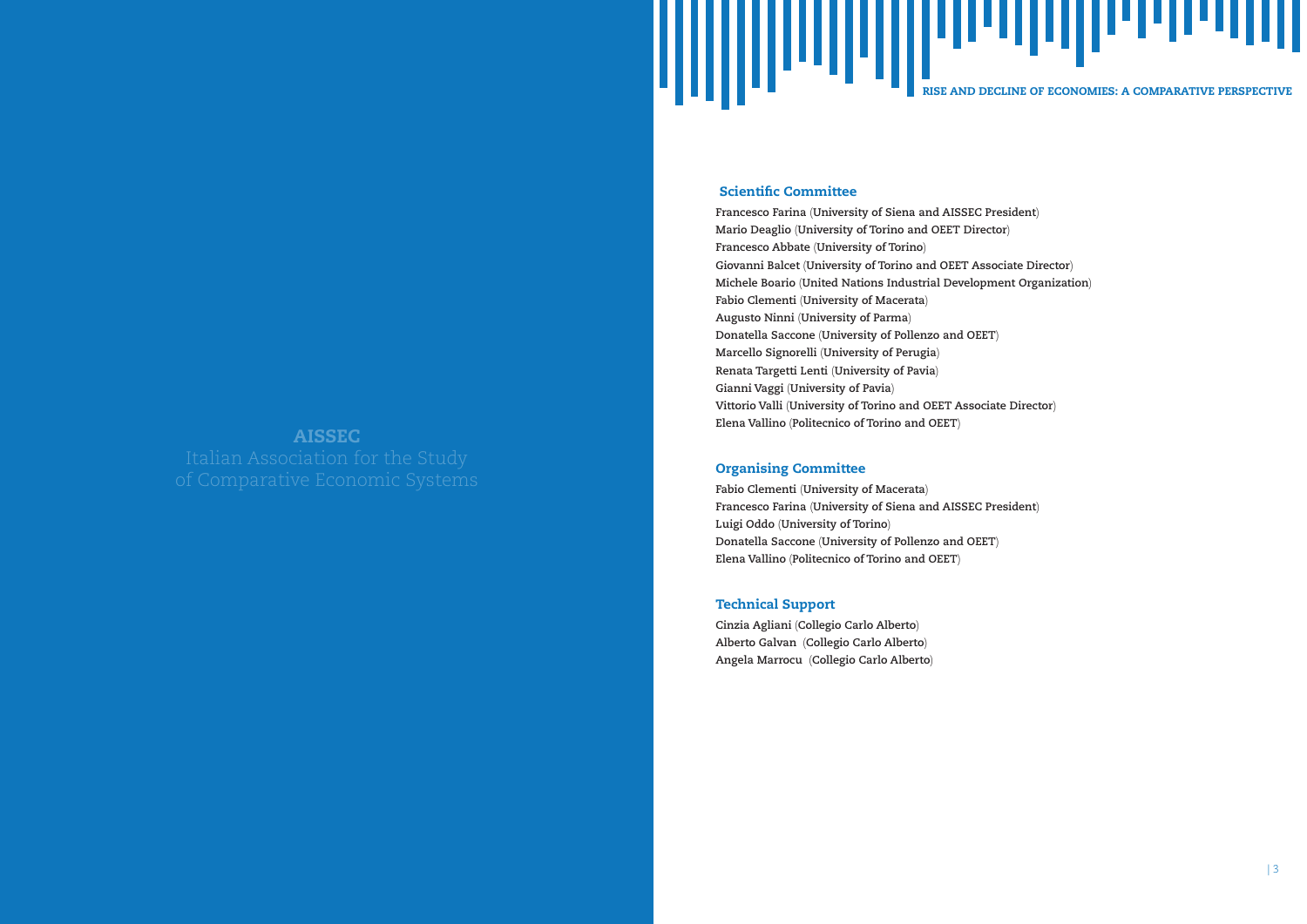AISSEC

Italian Association for the Study of Comparative Economic Systems

## Scientific Committee

**Francesco Farina** (University of Siena and AISSEC President)
**Mario Deaglio** (University of Torino and OEET Director)
**Francesco Abbate** (University of Torino)
**Giovanni Balcet** (University of Torino and OEET Associate Director)
**Michele Boario** (United Nations Industrial Development Organization)
**Fabio Clementi** (University of Macerata)
**Augusto Ninni** (University of Parma)
**Donatella Saccone** (University of Pollenzo and OEET)
**Marcello Signorelli** (University of Perugia)
**Renata Targetti Lenti** (University of Pavia)
**Gianni Vaggi** (University of Pavia)
**Vittorio Valli** (University of Torino and OEET Associate Director)
**Elena Vallino** (Politecnico of Torino and OEET)

## Organising Committee

**Fabio Clementi** (University of Macerata)
**Francesco Farina** (University of Siena and AISSEC President)
**Luigi Oddo** (University of Torino)
**Donatella Saccone** (University of Pollenzo and OEET)
**Elena Vallino** (Politecnico of Torino and OEET)

## Technical Support

**Cinzia Agliani** (Collegio Carlo Alberto)
**Alberto Galvan** (Collegio Carlo Alberto)
**Angela Marrocu** (Collegio Carlo Alberto)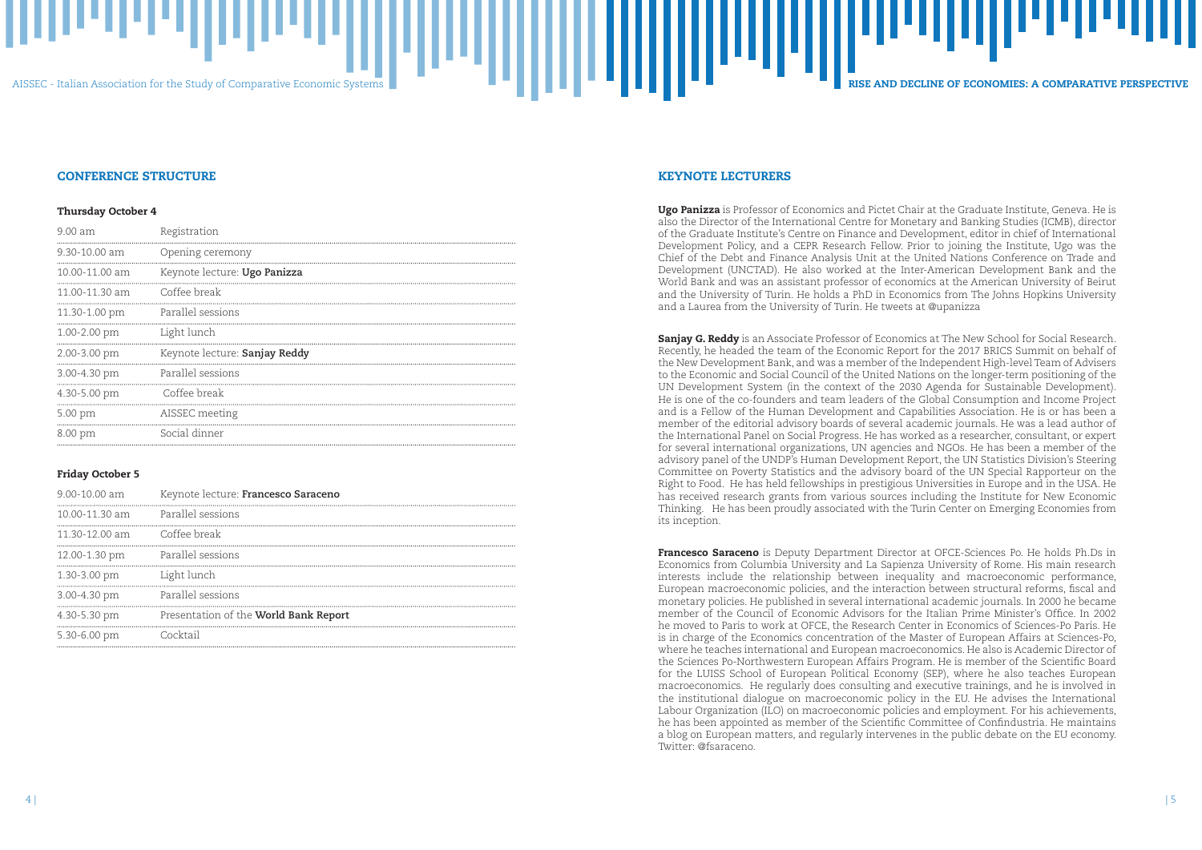## CONFERENCE STRUCTURE

### Thursday October 4

| Time | Event |
| --- | --- |
| 9.00 am | Registration |
| 9.30-10.00 am | Opening ceremony |
| 10.00-11.00 am | Keynote lecture: **Ugo Panizza** |
| 11.00-11.30 am | Coffee break |
| 11.30-1.00 pm | Parallel sessions |
| 1.00-2.00 pm | Light lunch |
| 2.00-3.00 pm | Keynote lecture: **Sanjay Reddy** |
| 3.00-4.30 pm | Parallel sessions |
| 4.30-5.00 pm | Coffee break |
| 5.00 pm | AISSEC meeting |
| 8.00 pm | Social dinner |

### Friday October 5

| Time | Event |
| --- | --- |
| 9.00-10.00 am | Keynote lecture: **Francesco Saraceno** |
| 10.00-11.30 am | Parallel sessions |
| 11.30-12.00 am | Coffee break |
| 12.00-1.30 pm | Parallel sessions |
| 1.30-3.00 pm | Light lunch |
| 3.00-4.30 pm | Parallel sessions |
| 4.30-5.30 pm | Presentation of the **World Bank Report** |
| 5.30-6.00 pm | Cocktail |

## KEYNOTE LECTURERS

**Ugo Panizza** is Professor of Economics and Pictet Chair at the Graduate Institute, Geneva. He is also the Director of the International Centre for Monetary and Banking Studies (ICMB), director of the Graduate Institute's Centre on Finance and Development, editor in chief of International Development Policy, and a CEPR Research Fellow. Prior to joining the Institute, Ugo was the Chief of the Debt and Finance Analysis Unit at the United Nations Conference on Trade and Development (UNCTAD). He also worked at the Inter-American Development Bank and the World Bank and was an assistant professor of economics at the American University of Beirut and the University of Turin. He holds a PhD in Economics from The Johns Hopkins University and a Laurea from the University of Turin. He tweets at @upanizza

**Sanjay G. Reddy** is an Associate Professor of Economics at The New School for Social Research. Recently, he headed the team of the Economic Report for the 2017 BRICS Summit on behalf of the New Development Bank, and was a member of the Independent High-level Team of Advisers to the Economic and Social Council of the United Nations on the longer-term positioning of the UN Development System (in the context of the 2030 Agenda for Sustainable Development). He is one of the co-founders and team leaders of the Global Consumption and Income Project and is a Fellow of the Human Development and Capabilities Association. He is or has been a member of the editorial advisory boards of several academic journals. He was a lead author of the International Panel on Social Progress. He has worked as a researcher, consultant, or expert for several international organizations, UN agencies and NGOs. He has been a member of the advisory panel of the UNDP's Human Development Report, the UN Statistics Division's Steering Committee on Poverty Statistics and the advisory board of the UN Special Rapporteur on the Right to Food. He has held fellowships in prestigious Universities in Europe and in the USA. He has received research grants from various sources including the Institute for New Economic Thinking. He has been proudly associated with the Turin Center on Emerging Economies from its inception.

**Francesco Saraceno** is Deputy Department Director at OFCE-Sciences Po. He holds Ph.Ds in Economics from Columbia University and La Sapienza University of Rome. His main research interests include the relationship between inequality and macroeconomic performance, European macroeconomic policies, and the interaction between structural reforms, fiscal and monetary policies. He published in several international academic journals. In 2000 he became member of the Council of Economic Advisors for the Italian Prime Minister's Office. In 2002 he moved to Paris to work at OFCE, the Research Center in Economics of Sciences-Po Paris. He is in charge of the Economics concentration of the Master of European Affairs at Sciences-Po, where he teaches international and European macroeconomics. He also is Academic Director of the Sciences Po-Northwestern European Affairs Program. He is member of the Scientific Board for the LUISS School of European Political Economy (SEP), where he also teaches European macroeconomics. He regularly does consulting and executive trainings, and he is involved in the institutional dialogue on macroeconomic policy in the EU. He advises the International Labour Organization (ILO) on macroeconomic policies and employment. For his achievements, he has been appointed as member of the Scientific Committee of Confindustria. He maintains a blog on European matters, and regularly intervenes in the public debate on the EU economy. Twitter: @fsaraceno.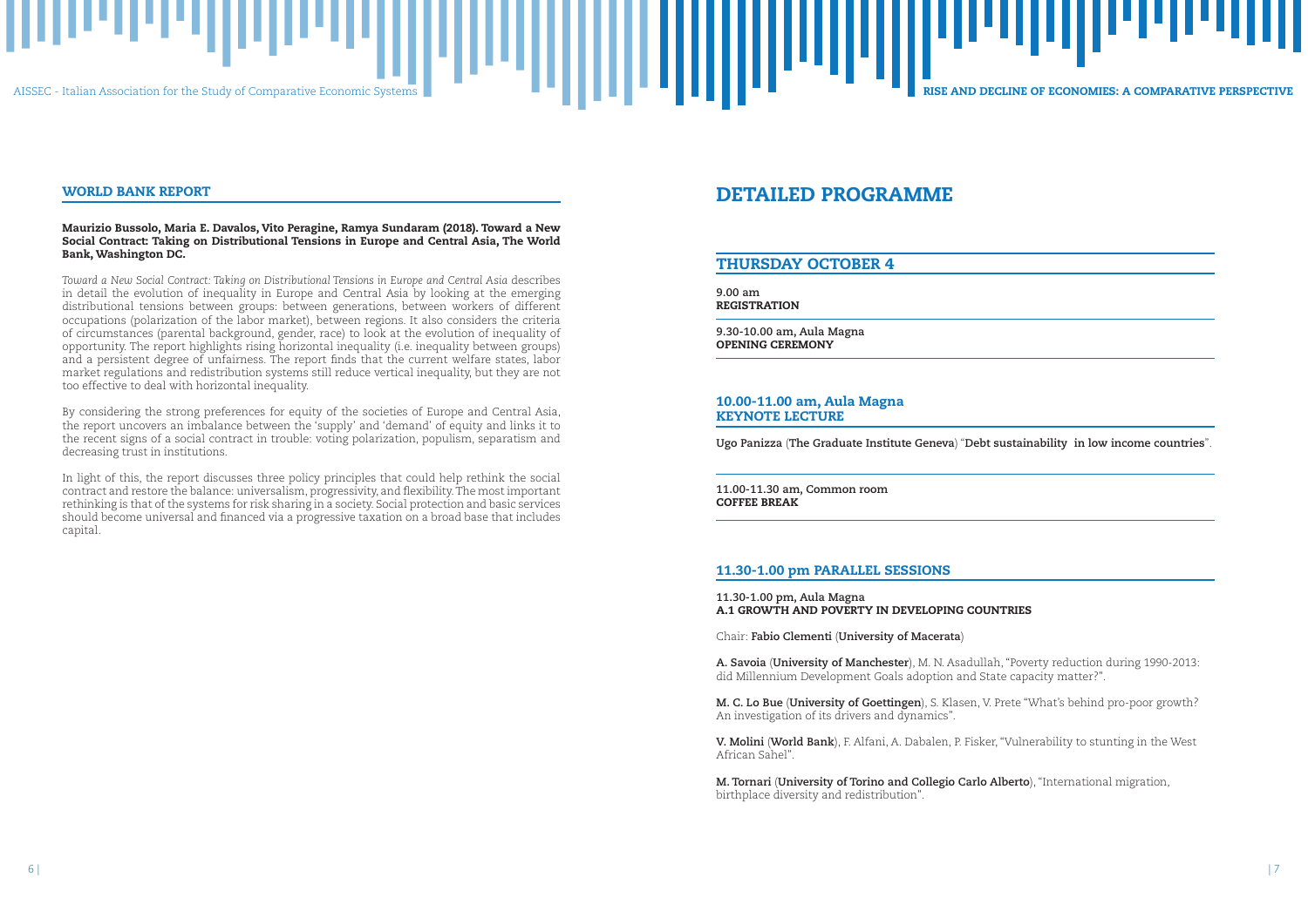## WORLD BANK REPORT

**Maurizio Bussolo, Maria E. Davalos, Vito Peragine, Ramya Sundaram (2018). Toward a New Social Contract: Taking on Distributional Tensions in Europe and Central Asia, The World Bank, Washington DC.**

*Toward a New Social Contract: Taking on Distributional Tensions in Europe and Central Asia* describes in detail the evolution of inequality in Europe and Central Asia by looking at the emerging distributional tensions between groups: between generations, between workers of different occupations (polarization of the labor market), between regions. It also considers the criteria of circumstances (parental background, gender, race) to look at the evolution of inequality of opportunity. The report highlights rising horizontal inequality (i.e. inequality between groups) and a persistent degree of unfairness. The report finds that the current welfare states, labor market regulations and redistribution systems still reduce vertical inequality, but they are not too effective to deal with horizontal inequality.

By considering the strong preferences for equity of the societies of Europe and Central Asia, the report uncovers an imbalance between the 'supply' and 'demand' of equity and links it to the recent signs of a social contract in trouble: voting polarization, populism, separatism and decreasing trust in institutions.

In light of this, the report discusses three policy principles that could help rethink the social contract and restore the balance: universalism, progressivity, and flexibility. The most important rethinking is that of the systems for risk sharing in a society. Social protection and basic services should become universal and financed via a progressive taxation on a broad base that includes capital.

# DETAILED PROGRAMME

## THURSDAY OCTOBER 4

**9.00 am**
**REGISTRATION**

**9.30-10.00 am, Aula Magna**
**OPENING CEREMONY**

### 10.00-11.00 am, Aula Magna
### KEYNOTE LECTURE

**Ugo Panizza** (**The Graduate Institute Geneva**) "**Debt sustainability in low income countries**".

**11.00-11.30 am, Common room**
**COFFEE BREAK**

### 11.30-1.00 pm PARALLEL SESSIONS

**11.30-1.00 pm, Aula Magna**
**A.1 GROWTH AND POVERTY IN DEVELOPING COUNTRIES**

Chair: **Fabio Clementi** (**University of Macerata**)

**A. Savoia** (**University of Manchester**), M. N. Asadullah, "Poverty reduction during 1990-2013: did Millennium Development Goals adoption and State capacity matter?".

**M. C. Lo Bue** (**University of Goettingen**), S. Klasen, V. Prete "What's behind pro-poor growth? An investigation of its drivers and dynamics".

**V. Molini** (**World Bank**), F. Alfani, A. Dabalen, P. Fisker, "Vulnerability to stunting in the West African Sahel".

**M. Tornari** (**University of Torino and Collegio Carlo Alberto**), "International migration, birthplace diversity and redistribution".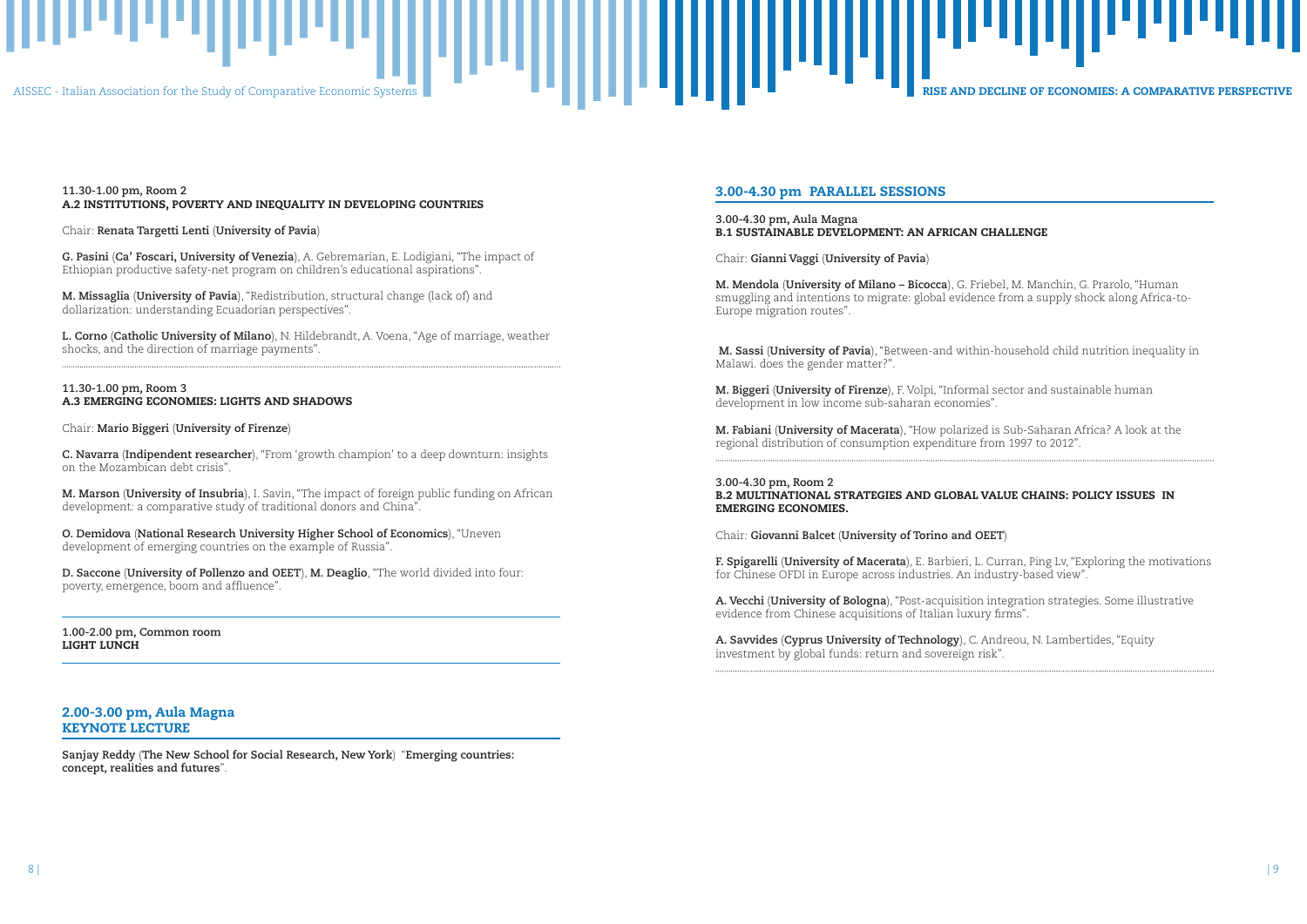**11.30-1.00 pm, Room 2**
**A.2 INSTITUTIONS, POVERTY AND INEQUALITY IN DEVELOPING COUNTRIES**

Chair: **Renata Targetti Lenti** (**University of Pavia**)

**G. Pasini** (**Ca' Foscari, University of Venezia**), A. Gebremarian, E. Lodigiani, "The impact of Ethiopian productive safety-net program on children's educational aspirations".

**M. Missaglia** (**University of Pavia**), "Redistribution, structural change (lack of) and dollarization: understanding Ecuadorian perspectives".

**L. Corno** (**Catholic University of Milano**), N. Hildebrandt, A. Voena, "Age of marriage, weather shocks, and the direction of marriage payments".

**11.30-1.00 pm, Room 3**
**A.3 EMERGING ECONOMIES: LIGHTS AND SHADOWS**

Chair: **Mario Biggeri** (**University of Firenze**)

**C. Navarra** (**Indipendent researcher**), "From 'growth champion' to a deep downturn: insights on the Mozambican debt crisis".

**M. Marson** (**University of Insubria**), I. Savin, "The impact of foreign public funding on African development: a comparative study of traditional donors and China".

**O. Demidova** (**National Research University Higher School of Economics**), "Uneven development of emerging countries on the example of Russia".

**D. Saccone** (**University of Pollenzo and OEET**), **M. Deaglio**, "The world divided into four: poverty, emergence, boom and affluence".

**1.00-2.00 pm, Common room**
**LIGHT LUNCH**

## 2.00-3.00 pm, Aula Magna
## KEYNOTE LECTURE

**Sanjay Reddy** (**The New School for Social Research, New York**) "**Emerging countries: concept, realities and futures**".

## 3.00-4.30 pm PARALLEL SESSIONS

**3.00-4.30 pm, Aula Magna**
**B.1 SUSTAINABLE DEVELOPMENT: AN AFRICAN CHALLENGE**

Chair: **Gianni Vaggi** (**University of Pavia**)

**M. Mendola** (**University of Milano – Bicocca**), G. Friebel, M. Manchin, G. Prarolo, "Human smuggling and intentions to migrate: global evidence from a supply shock along Africa-to-Europe migration routes".

**M. Sassi** (**University of Pavia**), "Between-and within-household child nutrition inequality in Malawi. does the gender matter?".

**M. Biggeri** (**University of Firenze**), F. Volpi, "Informal sector and sustainable human development in low income sub-saharan economies".

**M. Fabiani** (**University of Macerata**), "How polarized is Sub-Saharan Africa? A look at the regional distribution of consumption expenditure from 1997 to 2012".

**3.00-4.30 pm, Room 2**
**B.2 MULTINATIONAL STRATEGIES AND GLOBAL VALUE CHAINS: POLICY ISSUES IN EMERGING ECONOMIES.**

Chair: **Giovanni Balcet** (**University of Torino and OEET**)

**F. Spigarelli** (**University of Macerata**), E. Barbieri, L. Curran, Ping Lv, "Exploring the motivations for Chinese OFDI in Europe across industries. An industry-based view".

**A. Vecchi** (**University of Bologna**), "Post-acquisition integration strategies. Some illustrative evidence from Chinese acquisitions of Italian luxury firms".

**A. Savvides** (**Cyprus University of Technology**), C. Andreou, N. Lambertides, "Equity investment by global funds: return and sovereign risk".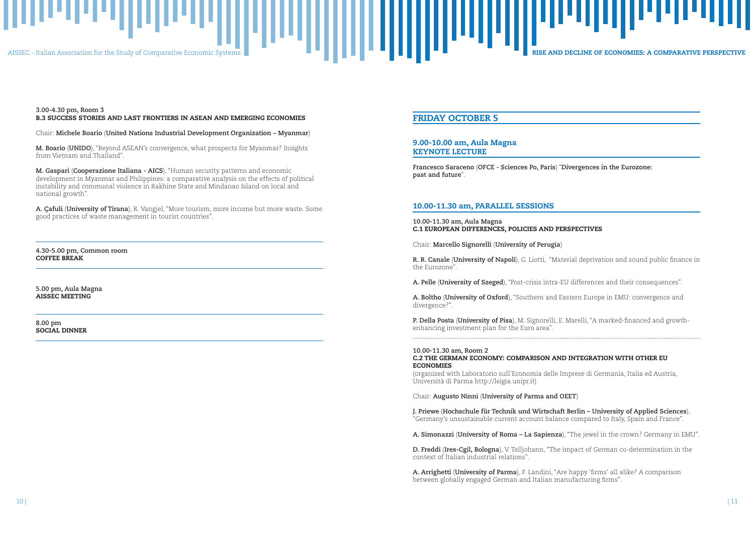**3.00-4.30 pm, Room 3**
**B.3 SUCCESS STORIES AND LAST FRONTIERS IN ASEAN AND EMERGING ECONOMIES**

Chair: **Michele Boario** (**United Nations Industrial Development Organization – Myanmar**)

**M. Boario** (**UNIDO**), "Beyond ASEAN's convergence, what prospects for Myanmar? Insights from Vietnam and Thailand".

**M. Gaspari** (**Cooperazione Italiana - AICS**), "Human security patterns and economic development in Myanmar and Philippines: a comparative analysis on the effects of political instability and communal violence in Rakhine State and Mindanao Island on local and national growth".

**A. Çafuli** (**University of Tirana**), R. Vangjel, "More tourism, more income but more waste. Some good practices of waste management in tourist countries".

---

**4.30-5.00 pm, Common room**
**COFFEE BREAK**

---

**5.00 pm, Aula Magna**
**AISSEC MEETING**

---

**8.00 pm**
**SOCIAL DINNER**

---

## FRIDAY OCTOBER 5

### 9.00-10.00 am, Aula Magna
### KEYNOTE LECTURE

**Francesco Saraceno** (**OFCE - Sciences Po, Paris**) "**Divergences in the Eurozone: past and future**".

### 10.00-11.30 am, PARALLEL SESSIONS

**10.00-11.30 am, Aula Magna**
**C.1 EUROPEAN DIFFERENCES, POLICIES AND PERSPECTIVES**

Chair: **Marcello Signorelli** (**University of Perugia**)

**R. R. Canale** (**University of Napoli**), G. Liotti, "Material deprivation and sound public finance in the Eurozone".

**A. Pelle** (**University of Szeged**), "Post-crisis intra-EU differences and their consequences".

**A. Boltho** (**University of Oxford**), "Southern and Eastern Europe in EMU: convergence and divergence?".

**P. Della Posta** (**University of Pisa**), M. Signorelli, E. Marelli, "A marked-financed and growth-enhancing investment plan for the Euro area".

---

**10.00-11.30 am, Room 2**
**C.2 THE GERMAN ECONOMY: COMPARISON AND INTEGRATION WITH OTHER EU ECONOMIES**
(organized with Laboratorio sull'Economia delle Imprese di Germania, Italia ed Austria, Università di Parma http://leigia.unipr.it)

Chair: **Augusto Ninni** (**University of Parma and OEET**)

**J. Priewe** (**Hochschule für Technik und Wirtschaft Berlin – University of Applied Sciences**), "Germany's unsustainable current account balance compared to Italy, Spain and France".

**A. Simonazzi** (**University of Roma – La Sapienza**), "The jewel in the crown? Germany in EMU".

**D. Freddi** (**Ires-Cgil, Bologna**), V. Telljohann, "The impact of German co-determination in the context of Italian industrial relations".

**A. Arrighetti** (**University of Parma**), F. Landini, "Are happy 'firms' all alike? A comparison between globally engaged German and Italian manufacturing firms".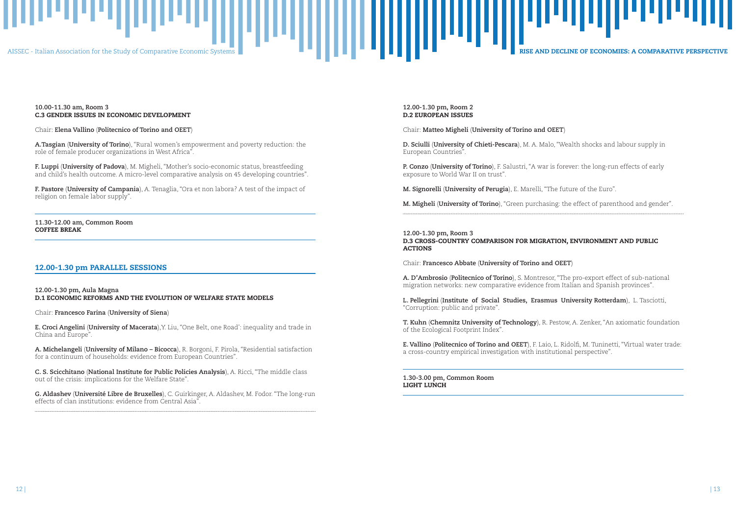**10.00-11.30 am, Room 3**
**C.3 GENDER ISSUES IN ECONOMIC DEVELOPMENT**

Chair: **Elena Vallino** (**Politecnico of Torino and OEET**)

**A.Tasgian** (**University of Torino**), "Rural women's empowerment and poverty reduction: the role of female producer organizations in West Africa".

**F. Luppi** (**University of Padova**), M. Migheli, "Mother's socio-economic status, breastfeeding and child's health outcome. A micro-level comparative analysis on 45 developing countries".

**F. Pastore** (**University of Campania**), A. Tenaglia, "Ora et non labora? A test of the impact of religion on female labor supply".

**11.30-12.00 am, Common Room**
**COFFEE BREAK**

## 12.00-1.30 pm PARALLEL SESSIONS

**12.00-1.30 pm, Aula Magna**
**D.1 ECONOMIC REFORMS AND THE EVOLUTION OF WELFARE STATE MODELS**

Chair: **Francesco Farina** (**University of Siena**)

**E. Croci Angelini** (**University of Macerata**),Y. Liu, "One Belt, one Road': inequality and trade in China and Europe".

**A. Michelangeli** (**University of Milano – Bicocca**), R. Borgoni, F. Pirola, "Residential satisfaction for a continuum of households: evidence from European Countries".

**C. S. Scicchitano** (**National Institute for Public Policies Analysis**), A. Ricci, "The middle class out of the crisis: implications for the Welfare State".

**G. Aldashev** (**Université Libre de Bruxelles**), C. Guirkinger, A. Aldashev, M. Fodor. "The long-run effects of clan institutions: evidence from Central Asia".

**12.00-1.30 pm, Room 2**
**D.2 EUROPEAN ISSUES**

Chair: **Matteo Migheli** (**University of Torino and OEET**)

**D. Sciulli** (**University of Chieti-Pescara**), M. A. Malo, "Wealth shocks and labour supply in European Countries".

**P. Conzo** (**University of Torino**), F. Salustri, "A war is forever: the long-run effects of early exposure to World War II on trust".

**M. Signorelli** (**University of Perugia**), E. Marelli, "The future of the Euro".

**M. Migheli** (**University of Torino**), "Green purchasing: the effect of parenthood and gender".

**12.00-1.30 pm, Room 3**
**D.3 CROSS-COUNTRY COMPARISON FOR MIGRATION, ENVIRONMENT AND PUBLIC ACTIONS**

Chair: **Francesco Abbate** (**University of Torino and OEET**)

**A. D'Ambrosio** (**Politecnico of Torino**), S. Montresor, "The pro-export effect of sub-national migration networks: new comparative evidence from Italian and Spanish provinces".

**L. Pellegrini** (**Institute of Social Studies, Erasmus University Rotterdam**), L. Tasciotti, "Corruption: public and private".

**T. Kuhn** (**Chemnitz University of Technology**), R. Pestow, A. Zenker, "An axiomatic foundation of the Ecological Footprint Index".

**E. Vallino** (**Politecnico of Torino and OEET**), F. Laio, L. Ridolfi, M. Tuninetti, "Virtual water trade: a cross-country empirical investigation with institutional perspective".

**1.30-3.00 pm, Common Room**
**LIGHT LUNCH**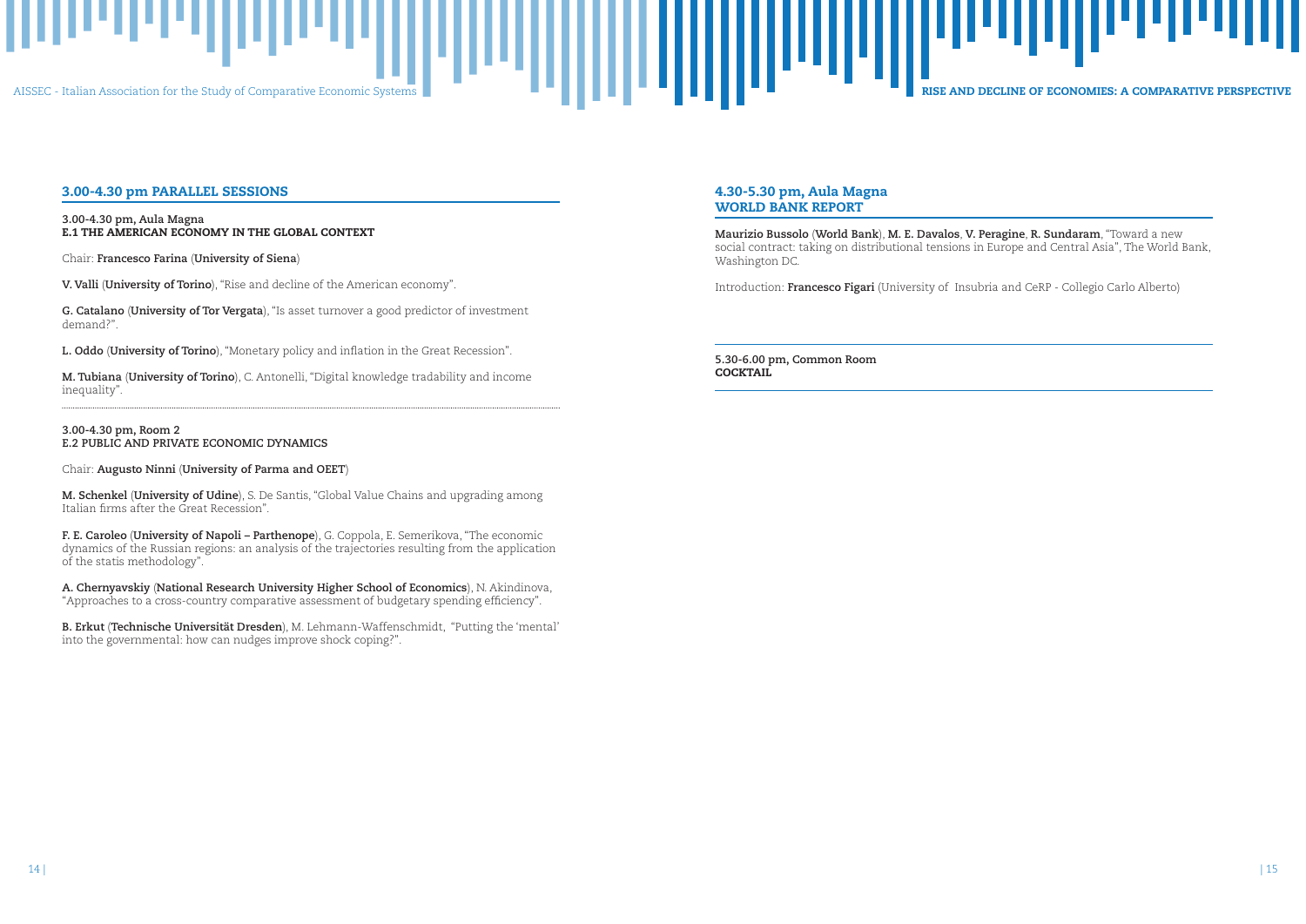## 3.00-4.30 pm PARALLEL SESSIONS

**3.00-4.30 pm, Aula Magna**
**E.1 THE AMERICAN ECONOMY IN THE GLOBAL CONTEXT**

Chair: **Francesco Farina** (**University of Siena**)

**V. Valli** (**University of Torino**), "Rise and decline of the American economy".

**G. Catalano** (**University of Tor Vergata**), "Is asset turnover a good predictor of investment demand?".

**L. Oddo** (**University of Torino**), "Monetary policy and inflation in the Great Recession".

**M. Tubiana** (**University of Torino**), C. Antonelli, "Digital knowledge tradability and income inequality".

---

**3.00-4.30 pm, Room 2**
**E.2 PUBLIC AND PRIVATE ECONOMIC DYNAMICS**

Chair: **Augusto Ninni** (**University of Parma and OEET**)

**M. Schenkel** (**University of Udine**), S. De Santis, "Global Value Chains and upgrading among Italian firms after the Great Recession".

**F. E. Caroleo** (**University of Napoli – Parthenope**), G. Coppola, E. Semerikova, "The economic dynamics of the Russian regions: an analysis of the trajectories resulting from the application of the statis methodology".

**A. Chernyavskiy** (**National Research University Higher School of Economics**), N. Akindinova, "Approaches to a cross-country comparative assessment of budgetary spending efficiency".

**B. Erkut** (**Technische Universität Dresden**), M. Lehmann-Waffenschmidt, "Putting the 'mental' into the governmental: how can nudges improve shock coping?".

## 4.30-5.30 pm, Aula Magna
## WORLD BANK REPORT

**Maurizio Bussolo** (**World Bank**), **M. E. Davalos**, **V. Peragine**, **R. Sundaram**, "Toward a new social contract: taking on distributional tensions in Europe and Central Asia", The World Bank, Washington DC.

Introduction: **Francesco Figari** (University of Insubria and CeRP - Collegio Carlo Alberto)

---

**5.30-6.00 pm, Common Room**
**COCKTAIL**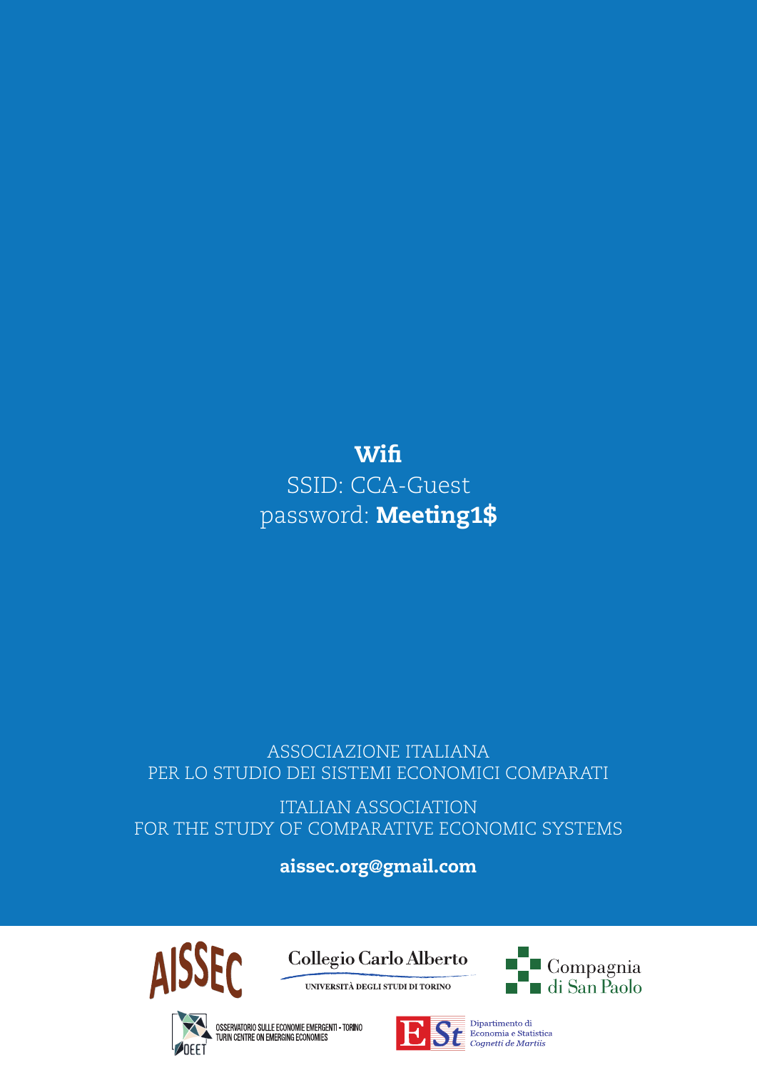**Wifi**

SSID: CCA-Guest

password: **Meeting1$**

ASSOCIAZIONE ITALIANA
PER LO STUDIO DEI SISTEMI ECONOMICI COMPARATI

ITALIAN ASSOCIATION
FOR THE STUDY OF COMPARATIVE ECONOMIC SYSTEMS

**aissec.org@gmail.com**

AISSEC

Collegio Carlo Alberto
UNIVERSITÀ DEGLI STUDI DI TORINO

Compagnia di San Paolo

OSSERVATORIO SULLE ECONOMIE EMERGENTI - TORINO
TURIN CENTRE ON EMERGING ECONOMIES
OEET

ESt Dipartimento di Economia e Statistica *Cognetti de Martiis*